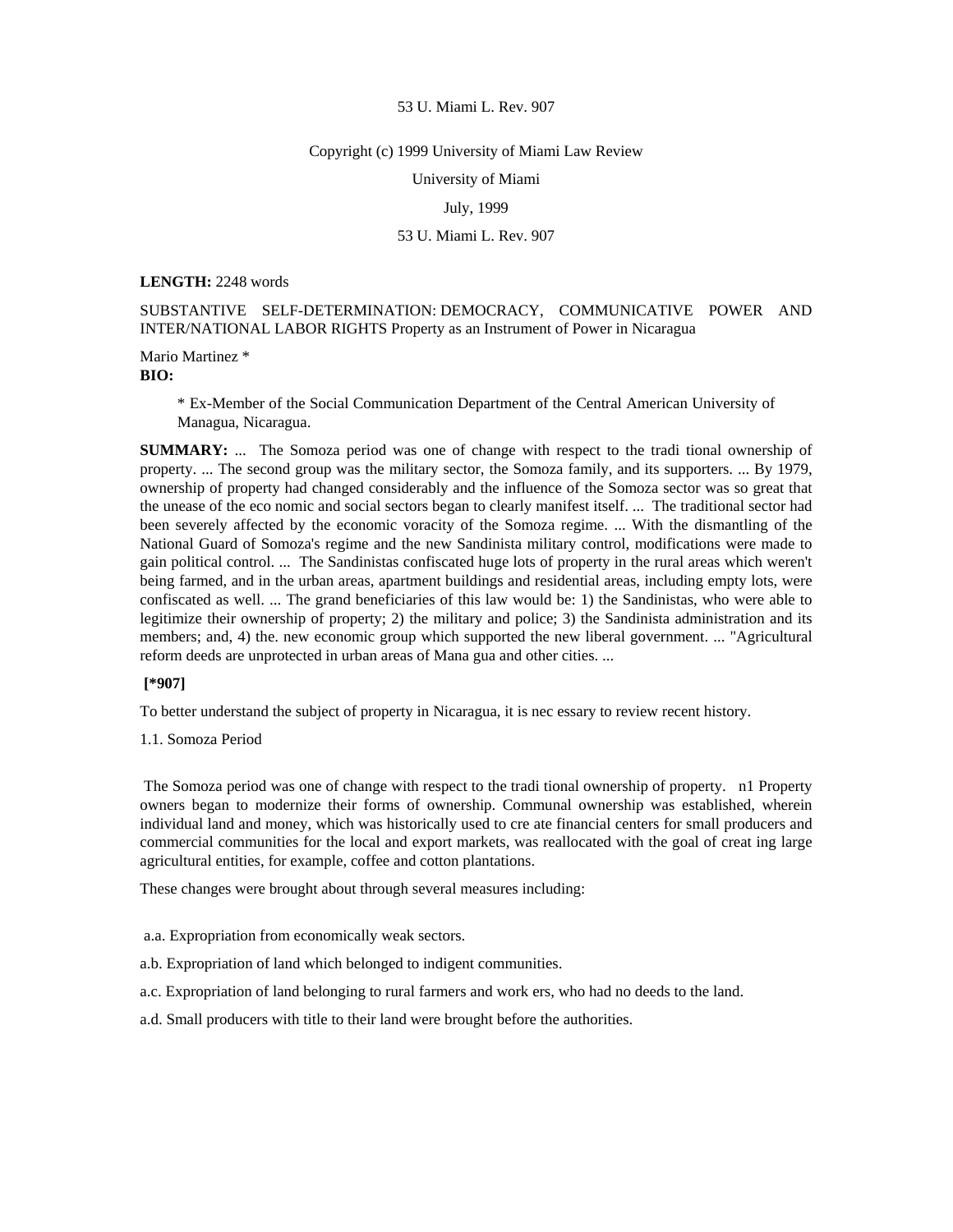53 U. Miami L. Rev. 907

Copyright (c) 1999 University of Miami Law Review

University of Miami

July, 1999

53 U. Miami L. Rev. 907

**LENGTH:** 2248 words

SUBSTANTIVE SELF-DETERMINATION: DEMOCRACY, COMMUNICATIVE POWER AND INTER/NATIONAL LABOR RIGHTS Property as an Instrument of Power in Nicaragua

Mario Martinez *

**BIO:**

> * Ex-Member of the Social Communication Department of the Central American University of Managua, Nicaragua.

**SUMMARY:** ... The Somoza period was one of change with respect to the tradi tional ownership of property. ... The second group was the military sector, the Somoza family, and its supporters. ... By 1979, ownership of property had changed considerably and the influence of the Somoza sector was so great that the unease of the eco nomic and social sectors began to clearly manifest itself. ... The traditional sector had been severely affected by the economic voracity of the Somoza regime. ... With the dismantling of the National Guard of Somoza's regime and the new Sandinista military control, modifications were made to gain political control. ... The Sandinistas confiscated huge lots of property in the rural areas which weren't being farmed, and in the urban areas, apartment buildings and residential areas, including empty lots, were confiscated as well. ... The grand beneficiaries of this law would be: 1) the Sandinistas, who were able to legitimize their ownership of property; 2) the military and police; 3) the Sandinista administration and its members; and, 4) the. new economic group which supported the new liberal government. ... "Agricultural reform deeds are unprotected in urban areas of Mana gua and other cities. ...

**[*907]**

To better understand the subject of property in Nicaragua, it is nec essary to review recent history.

1.1. Somoza Period

The Somoza period was one of change with respect to the tradi tional ownership of property. n1 Property owners began to modernize their forms of ownership. Communal ownership was established, wherein individual land and money, which was historically used to cre ate financial centers for small producers and commercial communities for the local and export markets, was reallocated with the goal of creat ing large agricultural entities, for example, coffee and cotton plantations.

These changes were brought about through several measures including:

a.a. Expropriation from economically weak sectors.

a.b. Expropriation of land which belonged to indigent communities.

a.c. Expropriation of land belonging to rural farmers and work ers, who had no deeds to the land.

a.d. Small producers with title to their land were brought before the authorities.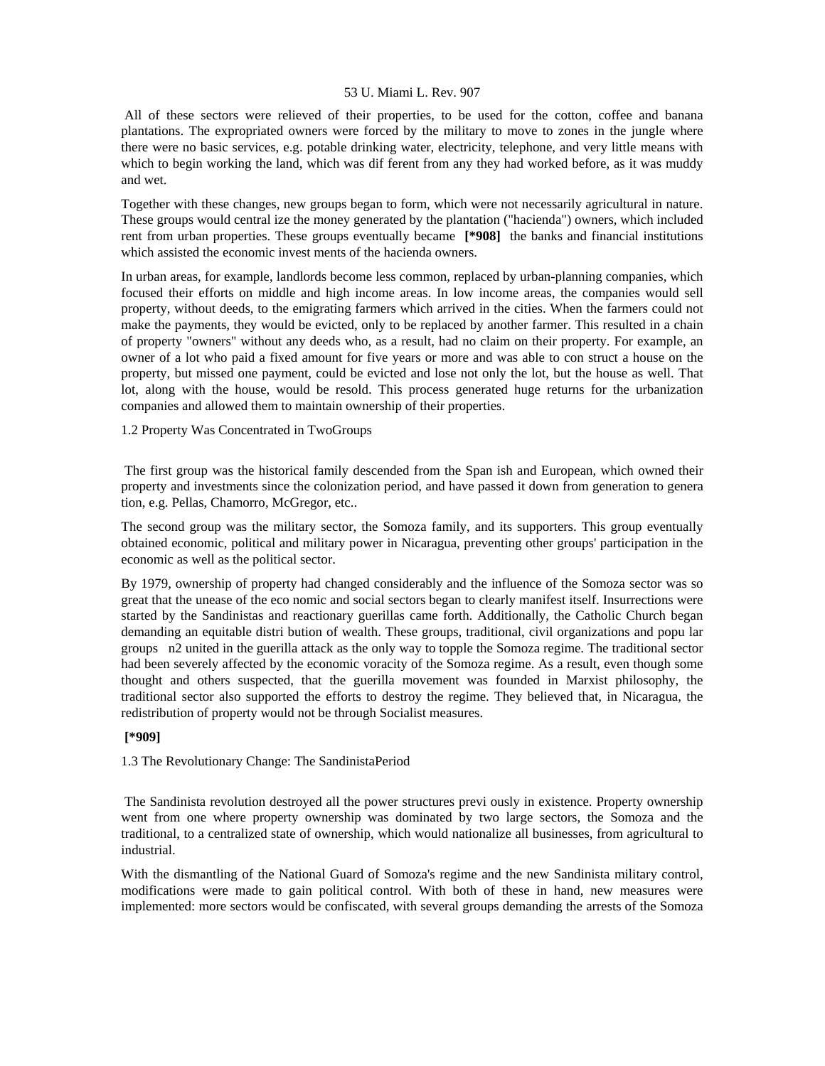All of these sectors were relieved of their properties, to be used for the cotton, coffee and banana plantations. The expropriated owners were forced by the military to move to zones in the jungle where there were no basic services, e.g. potable drinking water, electricity, telephone, and very little means with which to begin working the land, which was dif ferent from any they had worked before, as it was muddy and wet.

Together with these changes, new groups began to form, which were not necessarily agricultural in nature. These groups would central ize the money generated by the plantation ("hacienda") owners, which included rent from urban properties. These groups eventually became **[*908]** the banks and financial institutions which assisted the economic invest ments of the hacienda owners.

In urban areas, for example, landlords become less common, replaced by urban-planning companies, which focused their efforts on middle and high income areas. In low income areas, the companies would sell property, without deeds, to the emigrating farmers which arrived in the cities. When the farmers could not make the payments, they would be evicted, only to be replaced by another farmer. This resulted in a chain of property "owners" without any deeds who, as a result, had no claim on their property. For example, an owner of a lot who paid a fixed amount for five years or more and was able to con struct a house on the property, but missed one payment, could be evicted and lose not only the lot, but the house as well. That lot, along with the house, would be resold. This process generated huge returns for the urbanization companies and allowed them to maintain ownership of their properties.

1.2 Property Was Concentrated in TwoGroups

The first group was the historical family descended from the Span ish and European, which owned their property and investments since the colonization period, and have passed it down from generation to genera tion, e.g. Pellas, Chamorro, McGregor, etc..

The second group was the military sector, the Somoza family, and its supporters. This group eventually obtained economic, political and military power in Nicaragua, preventing other groups' participation in the economic as well as the political sector.

By 1979, ownership of property had changed considerably and the influence of the Somoza sector was so great that the unease of the eco nomic and social sectors began to clearly manifest itself. Insurrections were started by the Sandinistas and reactionary guerillas came forth. Additionally, the Catholic Church began demanding an equitable distri bution of wealth. These groups, traditional, civil organizations and popu lar groups n2 united in the guerilla attack as the only way to topple the Somoza regime. The traditional sector had been severely affected by the economic voracity of the Somoza regime. As a result, even though some thought and others suspected, that the guerilla movement was founded in Marxist philosophy, the traditional sector also supported the efforts to destroy the regime. They believed that, in Nicaragua, the redistribution of property would not be through Socialist measures.

**[*909]**

1.3 The Revolutionary Change: The SandinistaPeriod

The Sandinista revolution destroyed all the power structures previ ously in existence. Property ownership went from one where property ownership was dominated by two large sectors, the Somoza and the traditional, to a centralized state of ownership, which would nationalize all businesses, from agricultural to industrial.

With the dismantling of the National Guard of Somoza's regime and the new Sandinista military control, modifications were made to gain political control. With both of these in hand, new measures were implemented: more sectors would be confiscated, with several groups demanding the arrests of the Somoza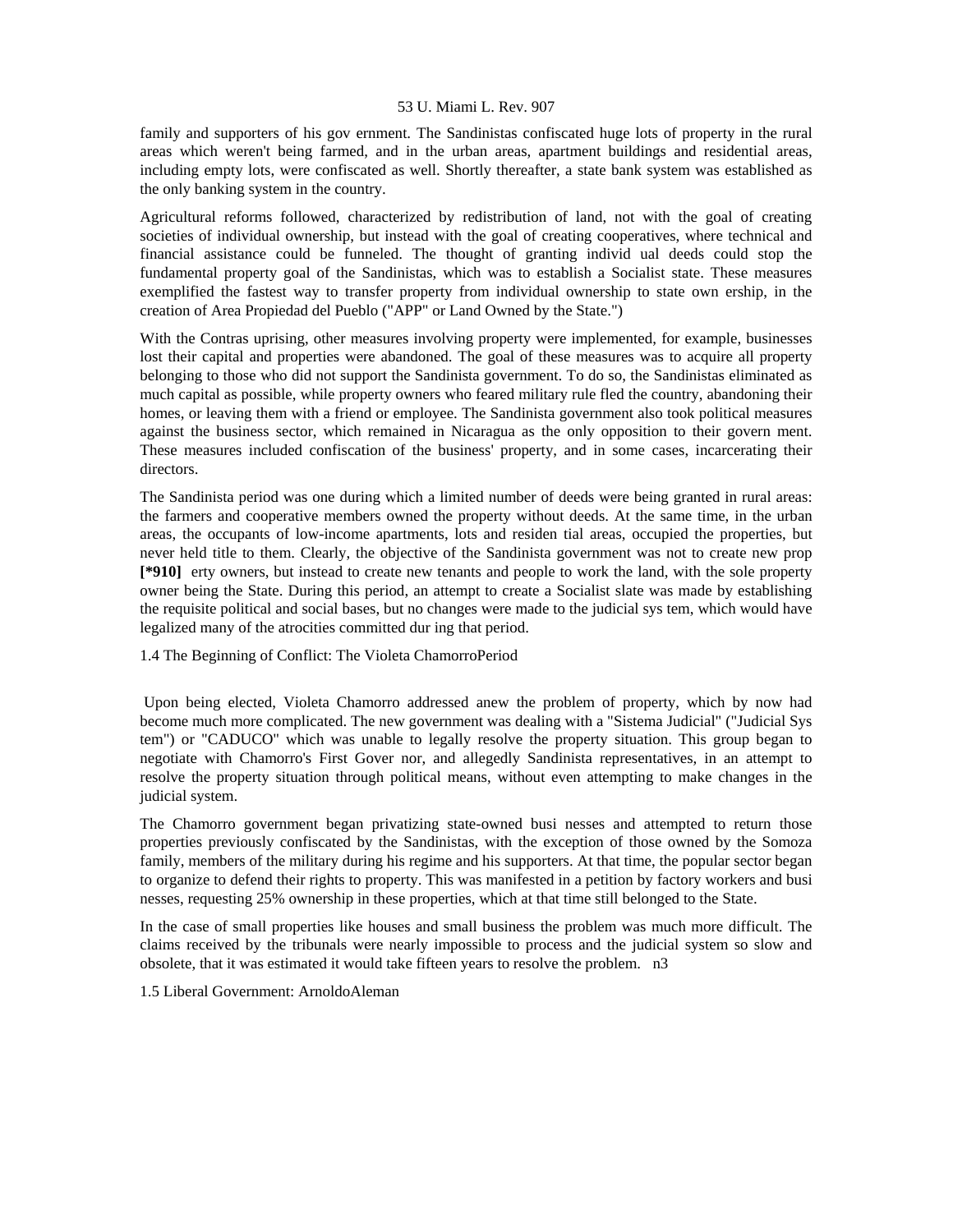family and supporters of his gov ernment. The Sandinistas confiscated huge lots of property in the rural areas which weren't being farmed, and in the urban areas, apartment buildings and residential areas, including empty lots, were confiscated as well. Shortly thereafter, a state bank system was established as the only banking system in the country.

Agricultural reforms followed, characterized by redistribution of land, not with the goal of creating societies of individual ownership, but instead with the goal of creating cooperatives, where technical and financial assistance could be funneled. The thought of granting individ ual deeds could stop the fundamental property goal of the Sandinistas, which was to establish a Socialist state. These measures exemplified the fastest way to transfer property from individual ownership to state own ership, in the creation of Area Propiedad del Pueblo ("APP" or Land Owned by the State.")

With the Contras uprising, other measures involving property were implemented, for example, businesses lost their capital and properties were abandoned. The goal of these measures was to acquire all property belonging to those who did not support the Sandinista government. To do so, the Sandinistas eliminated as much capital as possible, while property owners who feared military rule fled the country, abandoning their homes, or leaving them with a friend or employee. The Sandinista government also took political measures against the business sector, which remained in Nicaragua as the only opposition to their govern ment. These measures included confiscation of the business' property, and in some cases, incarcerating their directors.

The Sandinista period was one during which a limited number of deeds were being granted in rural areas: the farmers and cooperative members owned the property without deeds. At the same time, in the urban areas, the occupants of low-income apartments, lots and residen tial areas, occupied the properties, but never held title to them. Clearly, the objective of the Sandinista government was not to create new prop **[*910]** erty owners, but instead to create new tenants and people to work the land, with the sole property owner being the State. During this period, an attempt to create a Socialist slate was made by establishing the requisite political and social bases, but no changes were made to the judicial sys tem, which would have legalized many of the atrocities committed dur ing that period.

1.4 The Beginning of Conflict: The Violeta ChamorroPeriod

Upon being elected, Violeta Chamorro addressed anew the problem of property, which by now had become much more complicated. The new government was dealing with a "Sistema Judicial" ("Judicial Sys tem") or "CADUCO" which was unable to legally resolve the property situation. This group began to negotiate with Chamorro's First Gover nor, and allegedly Sandinista representatives, in an attempt to resolve the property situation through political means, without even attempting to make changes in the judicial system.

The Chamorro government began privatizing state-owned busi nesses and attempted to return those properties previously confiscated by the Sandinistas, with the exception of those owned by the Somoza family, members of the military during his regime and his supporters. At that time, the popular sector began to organize to defend their rights to property. This was manifested in a petition by factory workers and busi nesses, requesting 25% ownership in these properties, which at that time still belonged to the State.

In the case of small properties like houses and small business the problem was much more difficult. The claims received by the tribunals were nearly impossible to process and the judicial system so slow and obsolete, that it was estimated it would take fifteen years to resolve the problem. n3

1.5 Liberal Government: ArnoldoAleman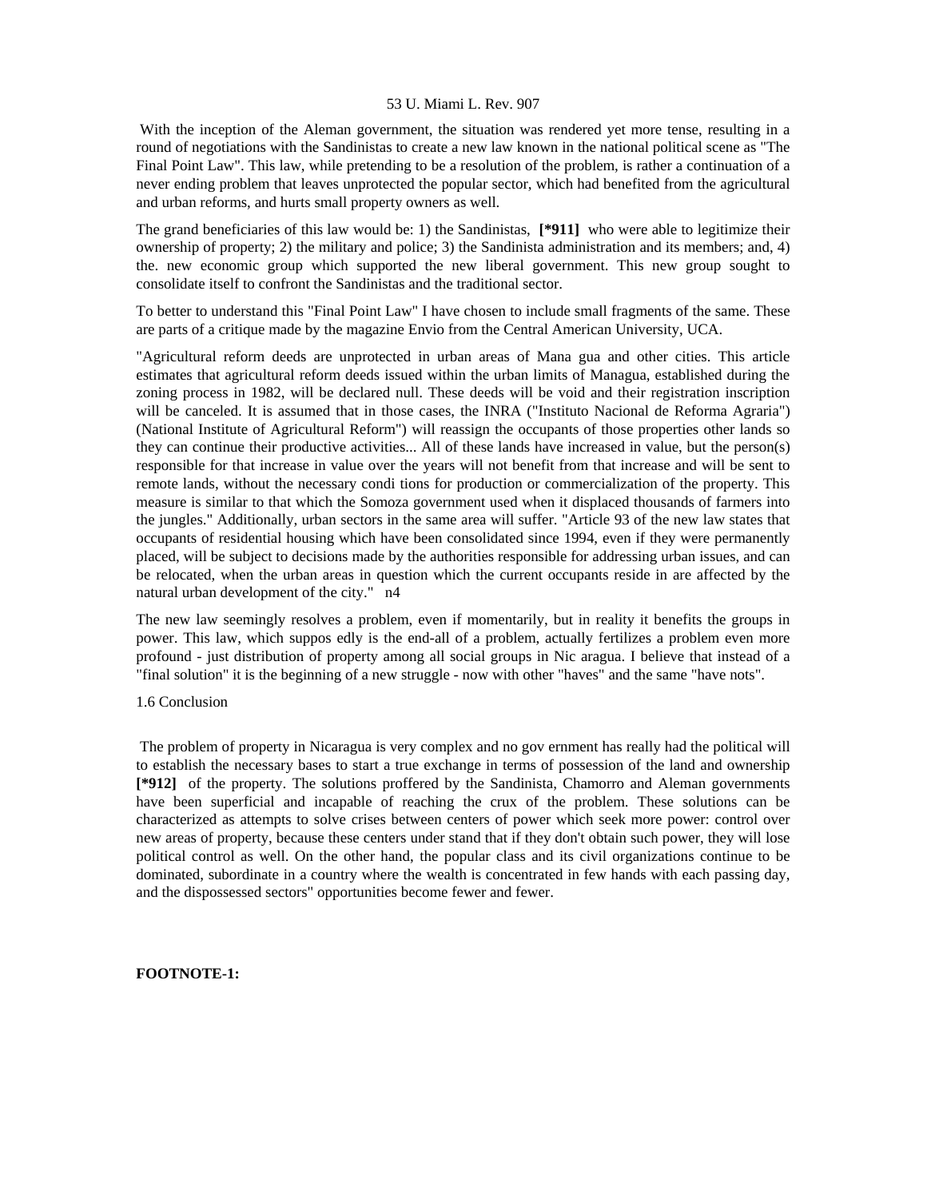With the inception of the Aleman government, the situation was rendered yet more tense, resulting in a round of negotiations with the Sandinistas to create a new law known in the national political scene as "The Final Point Law". This law, while pretending to be a resolution of the problem, is rather a continuation of a never ending problem that leaves unprotected the popular sector, which had benefited from the agricultural and urban reforms, and hurts small property owners as well.

The grand beneficiaries of this law would be: 1) the Sandinistas, **[*911]** who were able to legitimize their ownership of property; 2) the military and police; 3) the Sandinista administration and its members; and, 4) the. new economic group which supported the new liberal government. This new group sought to consolidate itself to confront the Sandinistas and the traditional sector.

To better to understand this "Final Point Law" I have chosen to include small fragments of the same. These are parts of a critique made by the magazine Envio from the Central American University, UCA.

"Agricultural reform deeds are unprotected in urban areas of Mana gua and other cities. This article estimates that agricultural reform deeds issued within the urban limits of Managua, established during the zoning process in 1982, will be declared null. These deeds will be void and their registration inscription will be canceled. It is assumed that in those cases, the INRA ("Instituto Nacional de Reforma Agraria") (National Institute of Agricultural Reform") will reassign the occupants of those properties other lands so they can continue their productive activities... All of these lands have increased in value, but the person(s) responsible for that increase in value over the years will not benefit from that increase and will be sent to remote lands, without the necessary condi tions for production or commercialization of the property. This measure is similar to that which the Somoza government used when it displaced thousands of farmers into the jungles." Additionally, urban sectors in the same area will suffer. "Article 93 of the new law states that occupants of residential housing which have been consolidated since 1994, even if they were permanently placed, will be subject to decisions made by the authorities responsible for addressing urban issues, and can be relocated, when the urban areas in question which the current occupants reside in are affected by the natural urban development of the city." n4

The new law seemingly resolves a problem, even if momentarily, but in reality it benefits the groups in power. This law, which suppos edly is the end-all of a problem, actually fertilizes a problem even more profound - just distribution of property among all social groups in Nic aragua. I believe that instead of a "final solution" it is the beginning of a new struggle - now with other "haves" and the same "have nots".

1.6 Conclusion

The problem of property in Nicaragua is very complex and no gov ernment has really had the political will to establish the necessary bases to start a true exchange in terms of possession of the land and ownership **[*912]** of the property. The solutions proffered by the Sandinista, Chamorro and Aleman governments have been superficial and incapable of reaching the crux of the problem. These solutions can be characterized as attempts to solve crises between centers of power which seek more power: control over new areas of property, because these centers under stand that if they don't obtain such power, they will lose political control as well. On the other hand, the popular class and its civil organizations continue to be dominated, subordinate in a country where the wealth is concentrated in few hands with each passing day, and the dispossessed sectors" opportunities become fewer and fewer.

**FOOTNOTE-1:**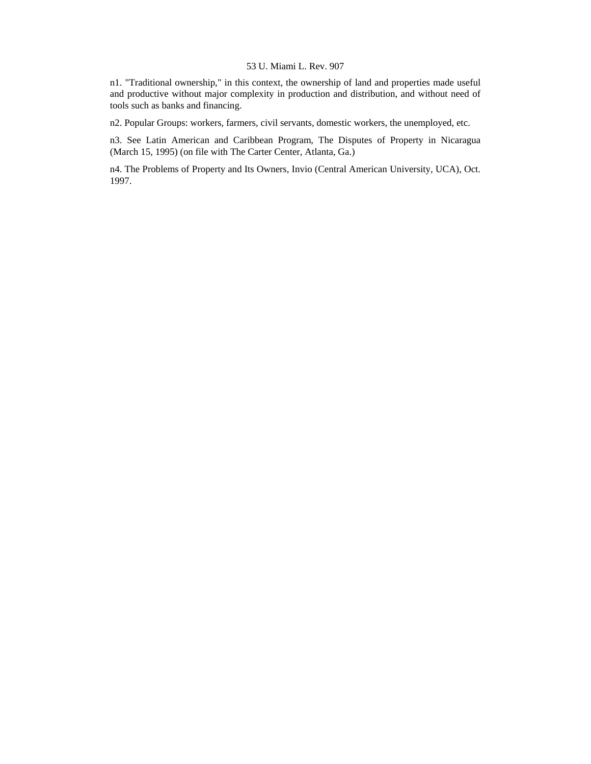n1. "Traditional ownership," in this context, the ownership of land and properties made useful and productive without major complexity in production and distribution, and without need of tools such as banks and financing.

n2. Popular Groups: workers, farmers, civil servants, domestic workers, the unemployed, etc.

n3. See Latin American and Caribbean Program, The Disputes of Property in Nicaragua (March 15, 1995) (on file with The Carter Center, Atlanta, Ga.)

n4. The Problems of Property and Its Owners, Invio (Central American University, UCA), Oct. 1997.